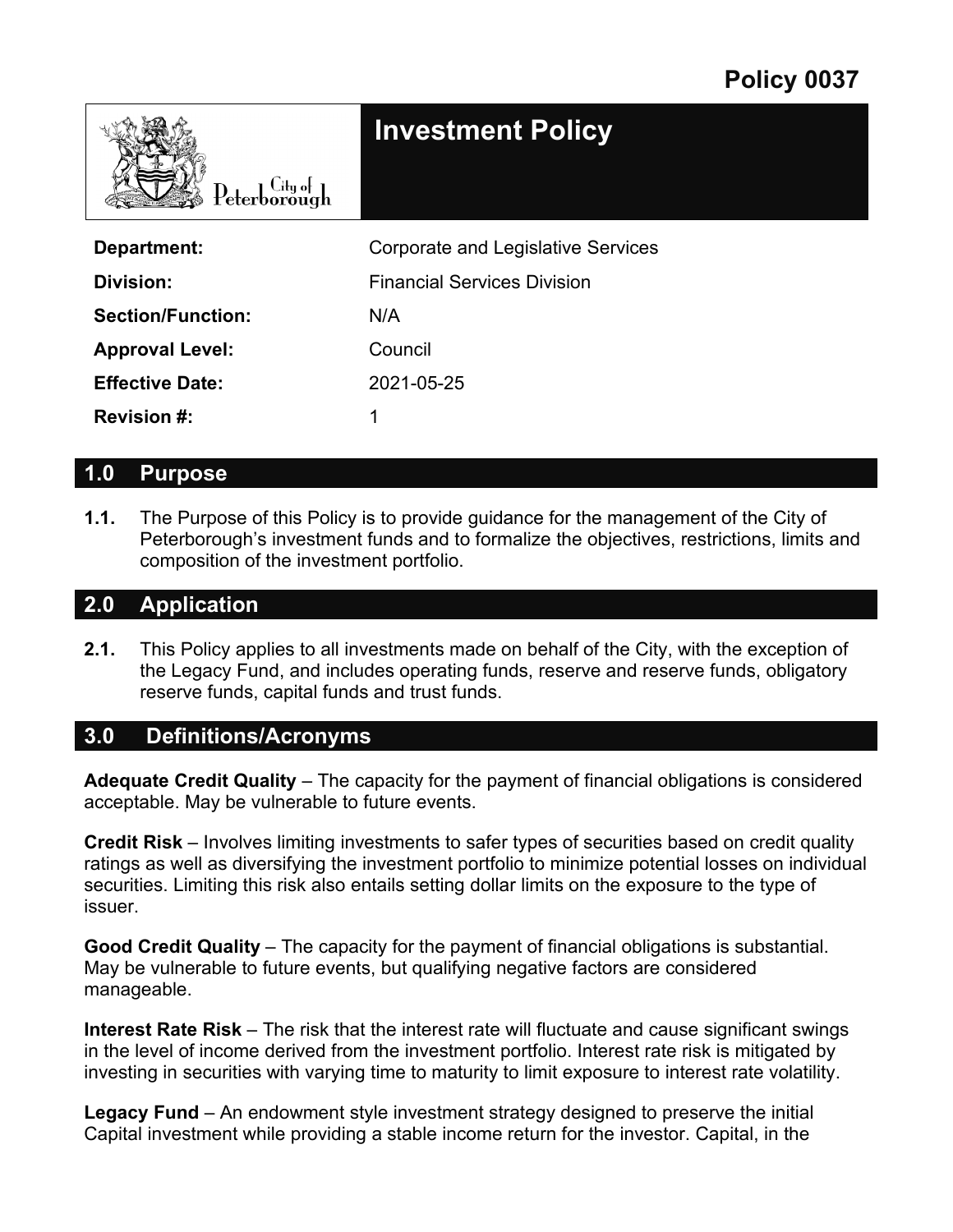# Policy 0037

# Investment Policy

City of Peterborough

| | |
|---|---|
| **Department:** | Corporate and Legislative Services |
| **Division:** | Financial Services Division |
| **Section/Function:** | N/A |
| **Approval Level:** | Council |
| **Effective Date:** | 2021-05-25 |
| **Revision #:** | 1 |

## 1.0 Purpose

**1.1.** The Purpose of this Policy is to provide guidance for the management of the City of Peterborough's investment funds and to formalize the objectives, restrictions, limits and composition of the investment portfolio.

## 2.0 Application

**2.1.** This Policy applies to all investments made on behalf of the City, with the exception of the Legacy Fund, and includes operating funds, reserve and reserve funds, obligatory reserve funds, capital funds and trust funds.

## 3.0 Definitions/Acronyms

**Adequate Credit Quality** – The capacity for the payment of financial obligations is considered acceptable. May be vulnerable to future events.

**Credit Risk** – Involves limiting investments to safer types of securities based on credit quality ratings as well as diversifying the investment portfolio to minimize potential losses on individual securities. Limiting this risk also entails setting dollar limits on the exposure to the type of issuer.

**Good Credit Quality** – The capacity for the payment of financial obligations is substantial. May be vulnerable to future events, but qualifying negative factors are considered manageable.

**Interest Rate Risk** – The risk that the interest rate will fluctuate and cause significant swings in the level of income derived from the investment portfolio. Interest rate risk is mitigated by investing in securities with varying time to maturity to limit exposure to interest rate volatility.

**Legacy Fund** – An endowment style investment strategy designed to preserve the initial Capital investment while providing a stable income return for the investor. Capital, in the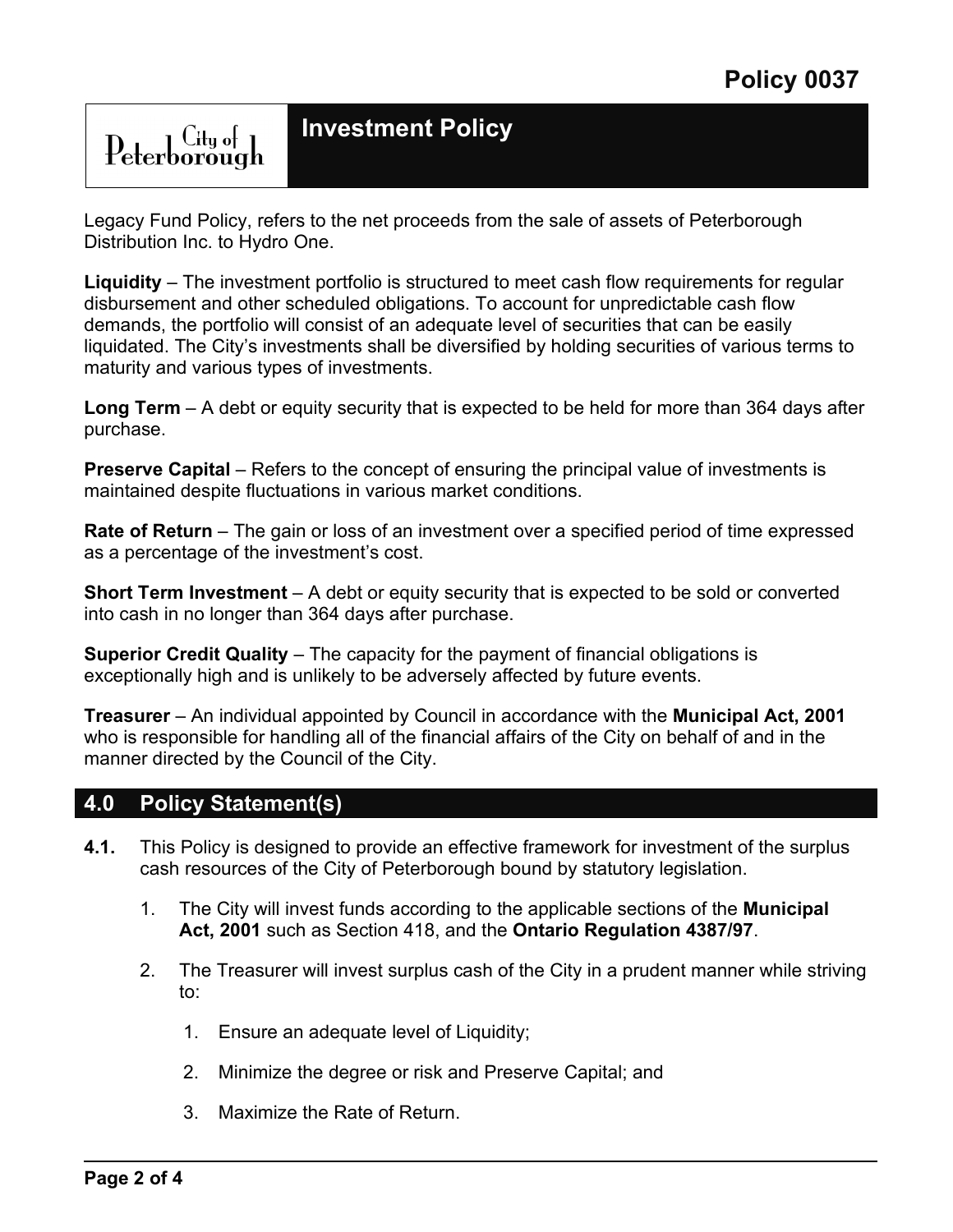Legacy Fund Policy, refers to the net proceeds from the sale of assets of Peterborough Distribution Inc. to Hydro One.

**Liquidity** – The investment portfolio is structured to meet cash flow requirements for regular disbursement and other scheduled obligations. To account for unpredictable cash flow demands, the portfolio will consist of an adequate level of securities that can be easily liquidated. The City's investments shall be diversified by holding securities of various terms to maturity and various types of investments.

**Long Term** – A debt or equity security that is expected to be held for more than 364 days after purchase.

**Preserve Capital** – Refers to the concept of ensuring the principal value of investments is maintained despite fluctuations in various market conditions.

**Rate of Return** – The gain or loss of an investment over a specified period of time expressed as a percentage of the investment's cost.

**Short Term Investment** – A debt or equity security that is expected to be sold or converted into cash in no longer than 364 days after purchase.

**Superior Credit Quality** – The capacity for the payment of financial obligations is exceptionally high and is unlikely to be adversely affected by future events.

**Treasurer** – An individual appointed by Council in accordance with the **Municipal Act, 2001** who is responsible for handling all of the financial affairs of the City on behalf of and in the manner directed by the Council of the City.

## 4.0 Policy Statement(s)

**4.1.** This Policy is designed to provide an effective framework for investment of the surplus cash resources of the City of Peterborough bound by statutory legislation.

1. The City will invest funds according to the applicable sections of the **Municipal Act, 2001** such as Section 418, and the **Ontario Regulation 4387/97**.

2. The Treasurer will invest surplus cash of the City in a prudent manner while striving to:

    1. Ensure an adequate level of Liquidity;

    2. Minimize the degree or risk and Preserve Capital; and

    3. Maximize the Rate of Return.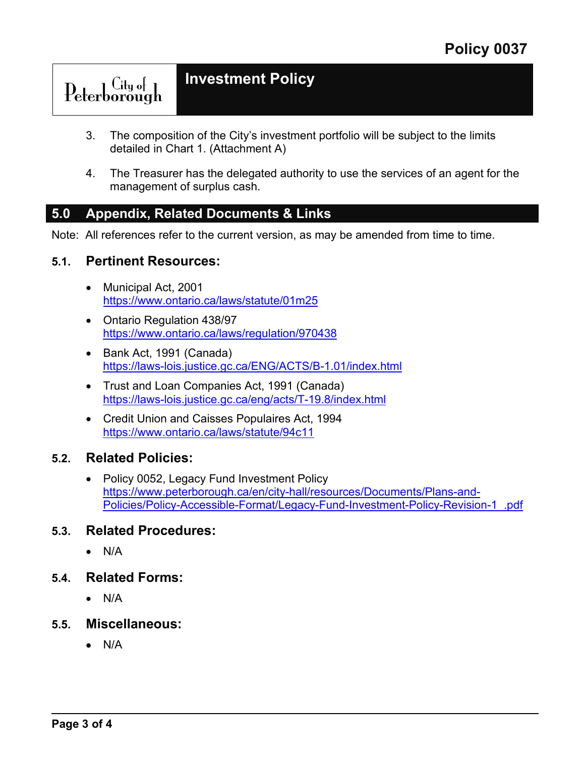3. The composition of the City's investment portfolio will be subject to the limits detailed in Chart 1. (Attachment A)

4. The Treasurer has the delegated authority to use the services of an agent for the management of surplus cash.

## 5.0 Appendix, Related Documents & Links

Note: All references refer to the current version, as may be amended from time to time.

### 5.1. Pertinent Resources:

- Municipal Act, 2001
  https://www.ontario.ca/laws/statute/01m25
- Ontario Regulation 438/97
  https://www.ontario.ca/laws/regulation/970438
- Bank Act, 1991 (Canada)
  https://laws-lois.justice.gc.ca/ENG/ACTS/B-1.01/index.html
- Trust and Loan Companies Act, 1991 (Canada)
  https://laws-lois.justice.gc.ca/eng/acts/T-19.8/index.html
- Credit Union and Caisses Populaires Act, 1994
  https://www.ontario.ca/laws/statute/94c11

### 5.2. Related Policies:

- Policy 0052, Legacy Fund Investment Policy
  https://www.peterborough.ca/en/city-hall/resources/Documents/Plans-and-Policies/Policy-Accessible-Format/Legacy-Fund-Investment-Policy-Revision-1_.pdf

### 5.3. Related Procedures:

- N/A

### 5.4. Related Forms:

- N/A

### 5.5. Miscellaneous:

- N/A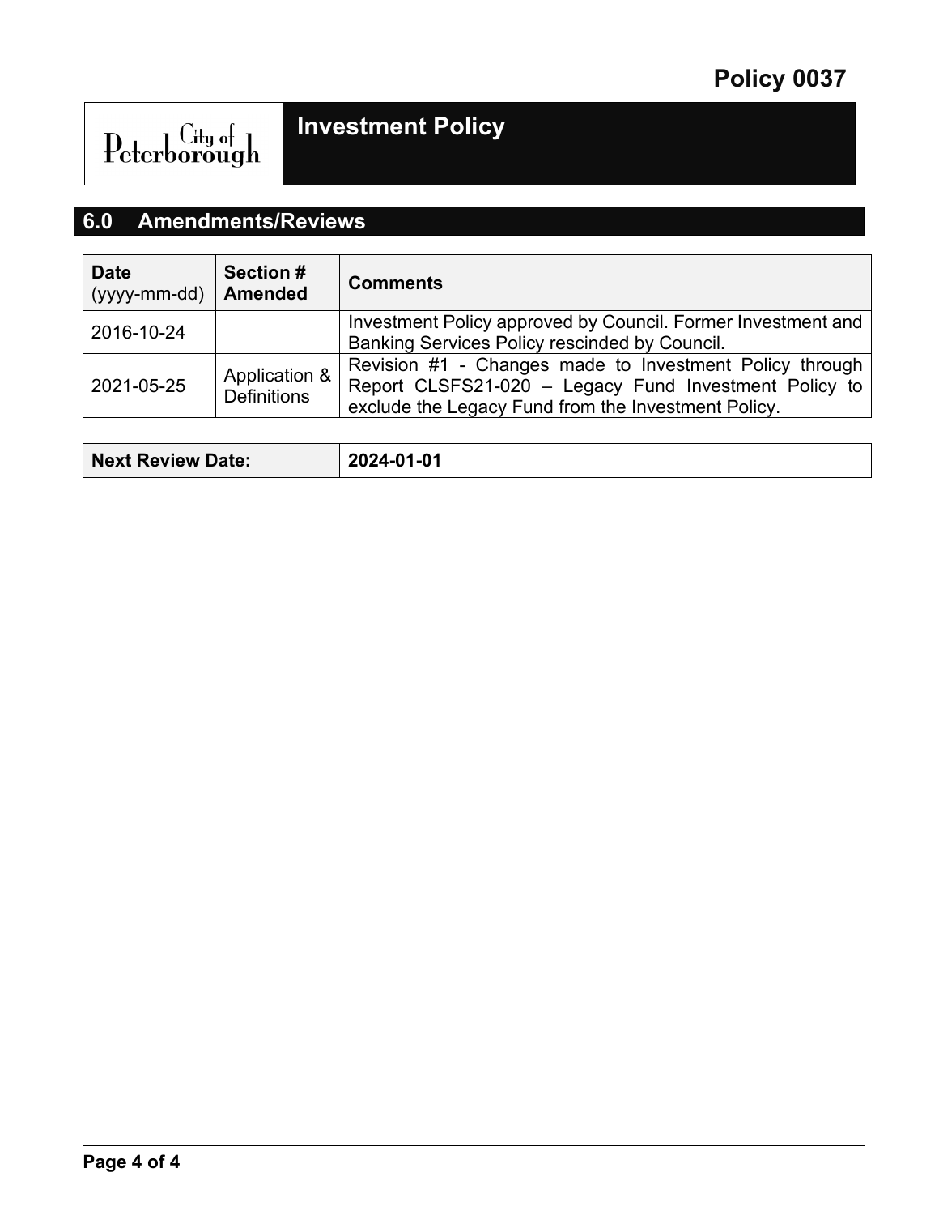# Policy 0037

City of Peterborough

## Investment Policy

## 6.0 Amendments/Reviews

| **Date** (yyyy-mm-dd) | **Section # Amended** | **Comments** |
|---|---|---|
| 2016-10-24 | | Investment Policy approved by Council. Former Investment and Banking Services Policy rescinded by Council. |
| 2021-05-25 | Application & Definitions | Revision #1 - Changes made to Investment Policy through Report CLSFS21-020 – Legacy Fund Investment Policy to exclude the Legacy Fund from the Investment Policy. |

| | |
|---|---|
| **Next Review Date:** | **2024-01-01** |